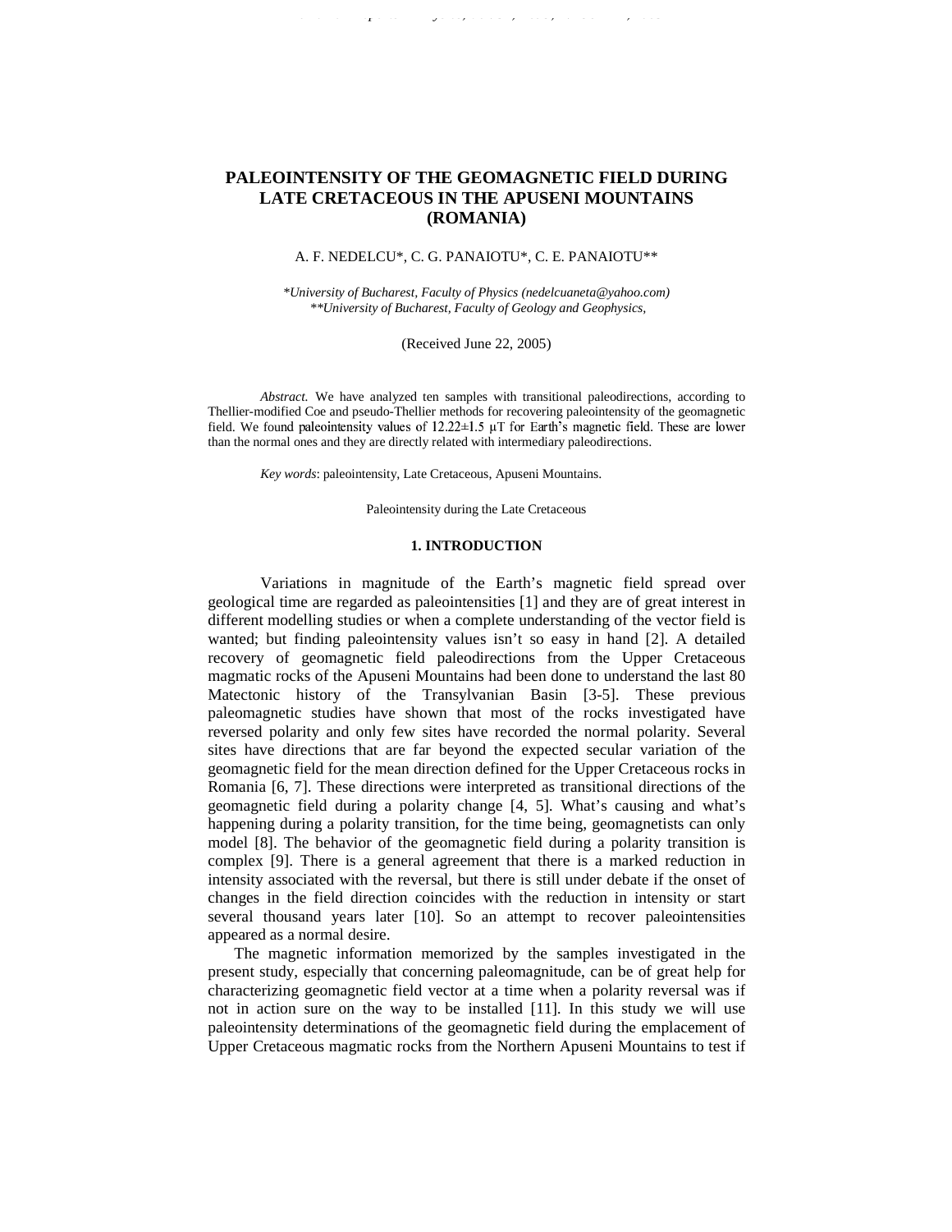# PALEOINTENSITY OF THE GEOMAGNETIC FIELD DURING LATE CRETACEOUS IN THE APUSENI MOUNTAINS (ROMANIA)

A. F. NEDELCU*, C. G. PANAIOTU*, C. E. PANAIOTU**

*\*University of Bucharest, Faculty of Physics (nedelcuaneta@yahoo.com)*
*\*\*University of Bucharest, Faculty of Geology and Geophysics,*

(Received June 22, 2005)

*Abstract.* We have analyzed ten samples with transitional paleodirections, according to Thellier-modified Coe and pseudo-Thellier methods for recovering paleointensity of the geomagnetic field. We found paleointensity values of 12.22±1.5 μT for Earth's magnetic field. These are lower than the normal ones and they are directly related with intermediary paleodirections.

*Key words*: paleointensity, Late Cretaceous, Apuseni Mountains.

Paleointensity during the Late Cretaceous

## 1. INTRODUCTION

Variations in magnitude of the Earth's magnetic field spread over geological time are regarded as paleointensities [1] and they are of great interest in different modelling studies or when a complete understanding of the vector field is wanted; but finding paleointensity values isn't so easy in hand [2]. A detailed recovery of geomagnetic field paleodirections from the Upper Cretaceous magmatic rocks of the Apuseni Mountains had been done to understand the last 80 Matectonic history of the Transylvanian Basin [3-5]. These previous paleomagnetic studies have shown that most of the rocks investigated have reversed polarity and only few sites have recorded the normal polarity. Several sites have directions that are far beyond the expected secular variation of the geomagnetic field for the mean direction defined for the Upper Cretaceous rocks in Romania [6, 7]. These directions were interpreted as transitional directions of the geomagnetic field during a polarity change [4, 5]. What's causing and what's happening during a polarity transition, for the time being, geomagnetists can only model [8]. The behavior of the geomagnetic field during a polarity transition is complex [9]. There is a general agreement that there is a marked reduction in intensity associated with the reversal, but there is still under debate if the onset of changes in the field direction coincides with the reduction in intensity or start several thousand years later [10]. So an attempt to recover paleointensities appeared as a normal desire.

The magnetic information memorized by the samples investigated in the present study, especially that concerning paleomagnitude, can be of great help for characterizing geomagnetic field vector at a time when a polarity reversal was if not in action sure on the way to be installed [11]. In this study we will use paleointensity determinations of the geomagnetic field during the emplacement of Upper Cretaceous magmatic rocks from the Northern Apuseni Mountains to test if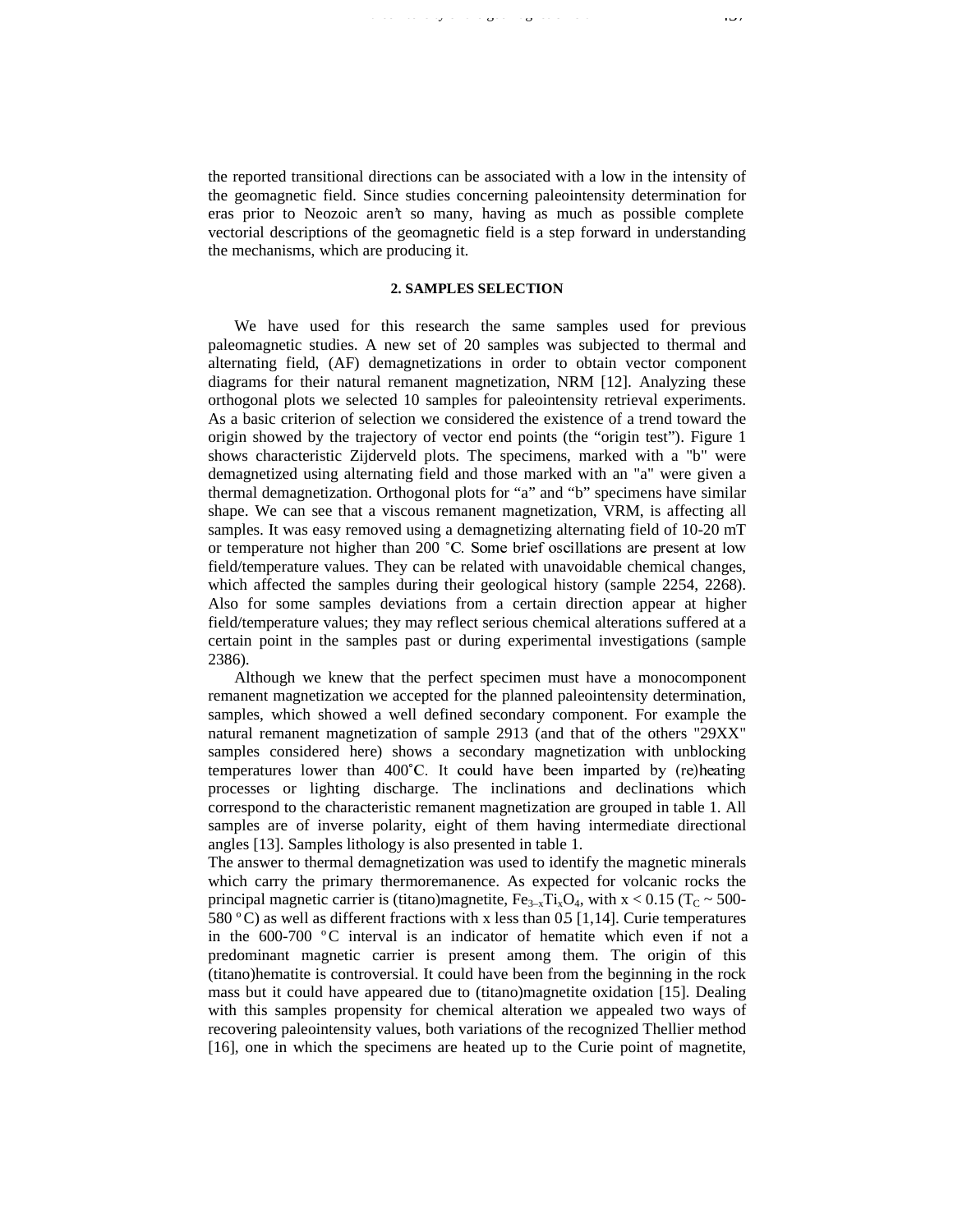the reported transitional directions can be associated with a low in the intensity of the geomagnetic field. Since studies concerning paleointensity determination for eras prior to Neozoic aren't so many, having as much as possible complete vectorial descriptions of the geomagnetic field is a step forward in understanding the mechanisms, which are producing it.

## 2. SAMPLES SELECTION

We have used for this research the same samples used for previous paleomagnetic studies. A new set of 20 samples was subjected to thermal and alternating field, (AF) demagnetizations in order to obtain vector component diagrams for their natural remanent magnetization, NRM [12]. Analyzing these orthogonal plots we selected 10 samples for paleointensity retrieval experiments. As a basic criterion of selection we considered the existence of a trend toward the origin showed by the trajectory of vector end points (the "origin test"). Figure 1 shows characteristic Zijderveld plots. The specimens, marked with a "b" were demagnetized using alternating field and those marked with an "a" were given a thermal demagnetization. Orthogonal plots for "a" and "b" specimens have similar shape. We can see that a viscous remanent magnetization, VRM, is affecting all samples. It was easy removed using a demagnetizing alternating field of 10-20 mT or temperature not higher than 200 ˚C. Some brief oscillations are present at low field/temperature values. They can be related with unavoidable chemical changes, which affected the samples during their geological history (sample 2254, 2268). Also for some samples deviations from a certain direction appear at higher field/temperature values; they may reflect serious chemical alterations suffered at a certain point in the samples past or during experimental investigations (sample 2386).

Although we knew that the perfect specimen must have a monocomponent remanent magnetization we accepted for the planned paleointensity determination, samples, which showed a well defined secondary component. For example the natural remanent magnetization of sample 2913 (and that of the others "29XX" samples considered here) shows a secondary magnetization with unblocking temperatures lower than 400˚C. It could have been imparted by (re)heating processes or lighting discharge. The inclinations and declinations which correspond to the characteristic remanent magnetization are grouped in table 1. All samples are of inverse polarity, eight of them having intermediate directional angles [13]. Samples lithology is also presented in table 1.

The answer to thermal demagnetization was used to identify the magnetic minerals which carry the primary thermoremanence. As expected for volcanic rocks the principal magnetic carrier is (titano)magnetite, $Fe_{3-x}Ti_xO_4$, with $x < 0.15$ ($T_C \sim 500$-580 °C) as well as different fractions with x less than 0.5 [1,14]. Curie temperatures in the 600-700 °C interval is an indicator of hematite which even if not a predominant magnetic carrier is present among them. The origin of this (titano)hematite is controversial. It could have been from the beginning in the rock mass but it could have appeared due to (titano)magnetite oxidation [15]. Dealing with this samples propensity for chemical alteration we appealed two ways of recovering paleointensity values, both variations of the recognized Thellier method [16], one in which the specimens are heated up to the Curie point of magnetite,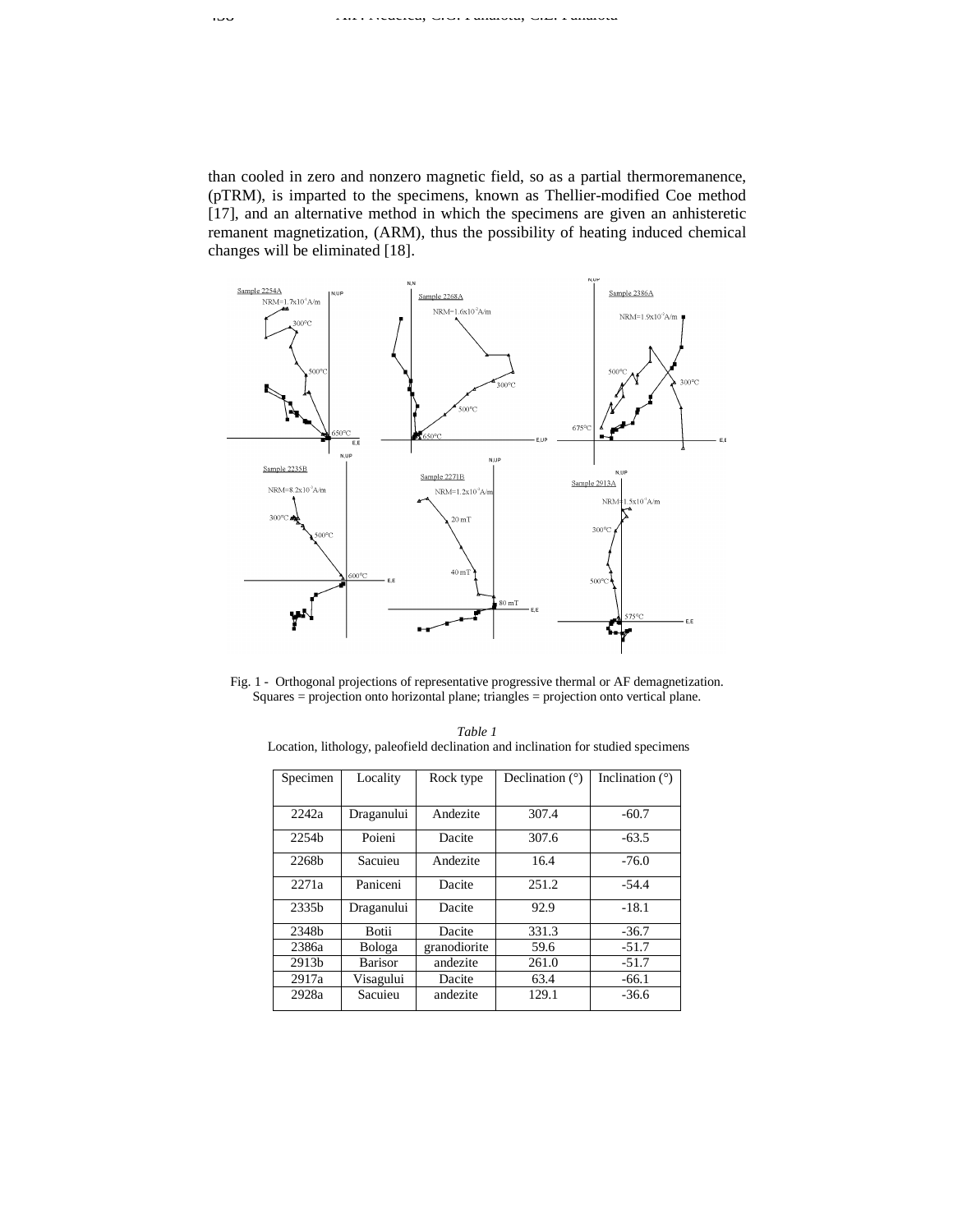than cooled in zero and nonzero magnetic field, so as a partial thermoremanence, (pTRM), is imparted to the specimens, known as Thellier-modified Coe method [17], and an alternative method in which the specimens are given an anhisteretic remanent magnetization, (ARM), thus the possibility of heating induced chemical changes will be eliminated [18].

Fig. 1 - Orthogonal projections of representative progressive thermal or AF demagnetization. Squares = projection onto horizontal plane; triangles = projection onto vertical plane.

*Table 1*
Location, lithology, paleofield declination and inclination for studied specimens

| Specimen | Locality | Rock type | Declination (°) | Inclination (°) |
|---|---|---|---|---|
| 2242a | Draganului | Andezite | 307.4 | -60.7 |
| 2254b | Poieni | Dacite | 307.6 | -63.5 |
| 2268b | Sacuieu | Andezite | 16.4 | -76.0 |
| 2271a | Paniceni | Dacite | 251.2 | -54.4 |
| 2335b | Draganului | Dacite | 92.9 | -18.1 |
| 2348b | Botii | Dacite | 331.3 | -36.7 |
| 2386a | Bologa | granodiorite | 59.6 | -51.7 |
| 2913b | Barisor | andezite | 261.0 | -51.7 |
| 2917a | Visagului | Dacite | 63.4 | -66.1 |
| 2928a | Sacuieu | andezite | 129.1 | -36.6 |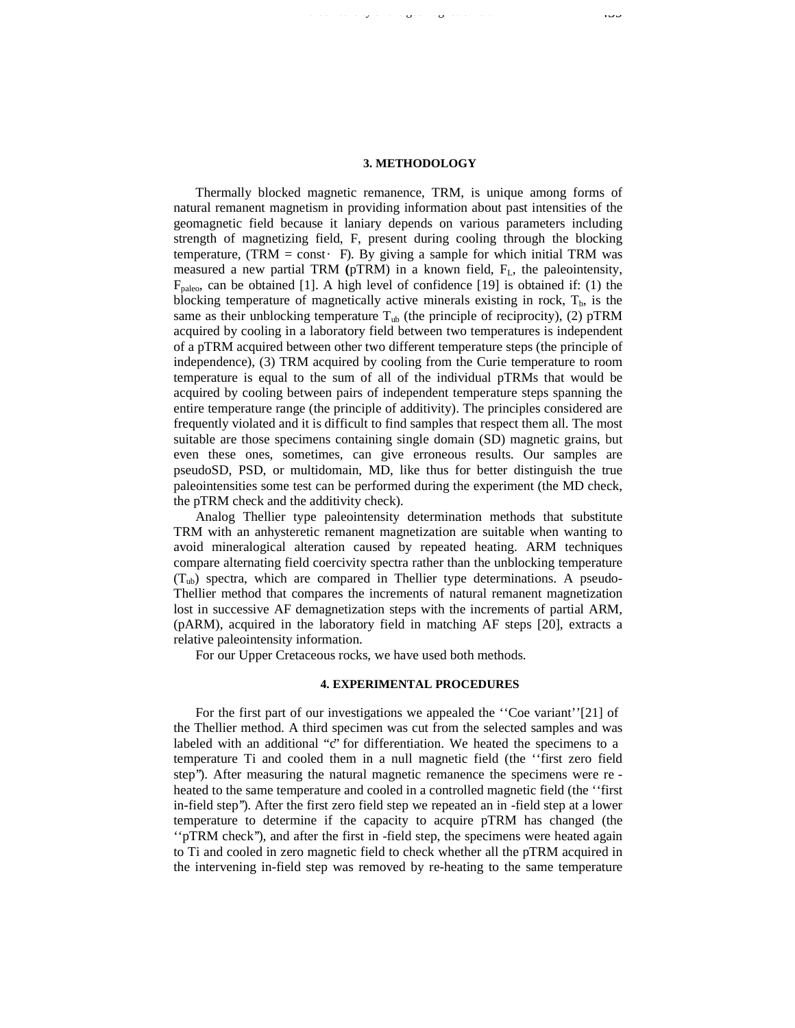## 3. METHODOLOGY

Thermally blocked magnetic remanence, TRM, is unique among forms of natural remanent magnetism in providing information about past intensities of the geomagnetic field because it laniary depends on various parameters including strength of magnetizing field, F, present during cooling through the blocking temperature, (TRM = const · F). By giving a sample for which initial TRM was measured a new partial TRM (pTRM) in a known field, $F_L$, the paleointensity, $F_{paleo}$, can be obtained [1]. A high level of confidence [19] is obtained if: (1) the blocking temperature of magnetically active minerals existing in rock, $T_b$, is the same as their unblocking temperature $T_{ub}$ (the principle of reciprocity), (2) pTRM acquired by cooling in a laboratory field between two temperatures is independent of a pTRM acquired between other two different temperature steps (the principle of independence), (3) TRM acquired by cooling from the Curie temperature to room temperature is equal to the sum of all of the individual pTRMs that would be acquired by cooling between pairs of independent temperature steps spanning the entire temperature range (the principle of additivity). The principles considered are frequently violated and it is difficult to find samples that respect them all. The most suitable are those specimens containing single domain (SD) magnetic grains, but even these ones, sometimes, can give erroneous results. Our samples are pseudoSD, PSD, or multidomain, MD, like thus for better distinguish the true paleointensities some test can be performed during the experiment (the MD check, the pTRM check and the additivity check).

Analog Thellier type paleointensity determination methods that substitute TRM with an anhysteretic remanent magnetization are suitable when wanting to avoid mineralogical alteration caused by repeated heating. ARM techniques compare alternating field coercivity spectra rather than the unblocking temperature ($T_{ub}$) spectra, which are compared in Thellier type determinations. A pseudo-Thellier method that compares the increments of natural remanent magnetization lost in successive AF demagnetization steps with the increments of partial ARM, (pARM), acquired in the laboratory field in matching AF steps [20], extracts a relative paleointensity information.

For our Upper Cretaceous rocks, we have used both methods.

## 4. EXPERIMENTAL PROCEDURES

For the first part of our investigations we appealed the ‘‘Coe variant’’[21] of the Thellier method. A third specimen was cut from the selected samples and was labeled with an additional “c” for differentiation. We heated the specimens to a temperature Ti and cooled them in a null magnetic field (the ‘‘first zero field step”). After measuring the natural magnetic remanence the specimens were re-heated to the same temperature and cooled in a controlled magnetic field (the ‘‘first in-field step”). After the first zero field step we repeated an in-field step at a lower temperature to determine if the capacity to acquire pTRM has changed (the ‘‘pTRM check”), and after the first in-field step, the specimens were heated again to Ti and cooled in zero magnetic field to check whether all the pTRM acquired in the intervening in-field step was removed by re-heating to the same temperature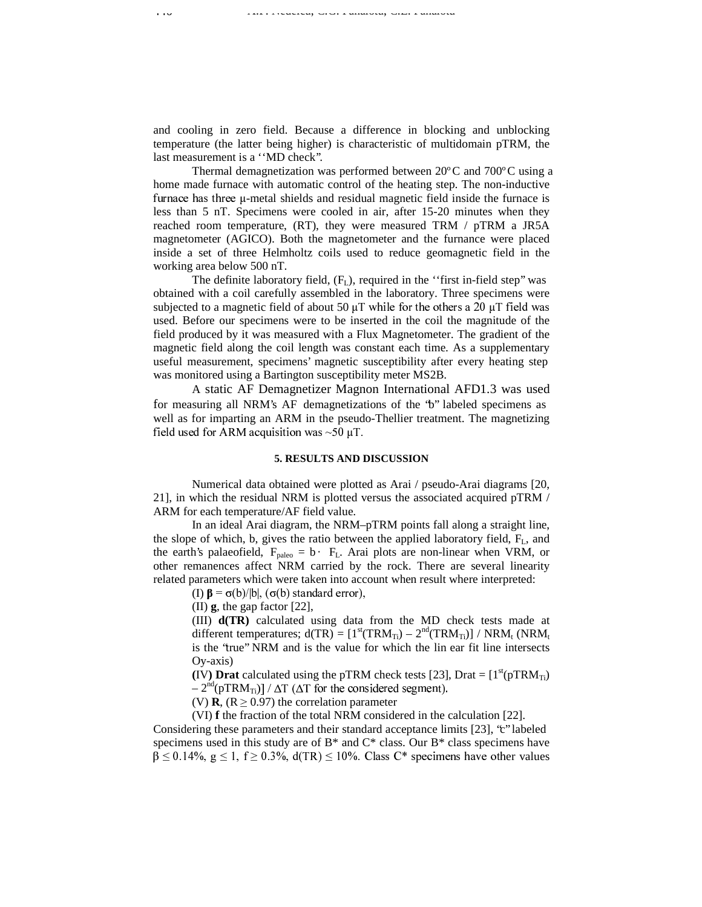and cooling in zero field. Because a difference in blocking and unblocking temperature (the latter being higher) is characteristic of multidomain pTRM, the last measurement is a ''MD check".

Thermal demagnetization was performed between 20°C and 700°C using a home made furnace with automatic control of the heating step. The non-inductive furnace has three μ-metal shields and residual magnetic field inside the furnace is less than 5 nT. Specimens were cooled in air, after 15-20 minutes when they reached room temperature, (RT), they were measured TRM / pTRM a JR5A magnetometer (AGICO). Both the magnetometer and the furnance were placed inside a set of three Helmholtz coils used to reduce geomagnetic field in the working area below 500 nT.

The definite laboratory field, ($F_L$), required in the ''first in-field step" was obtained with a coil carefully assembled in the laboratory. Three specimens were subjected to a magnetic field of about 50 μT while for the others a 20 μT field was used. Before our specimens were to be inserted in the coil the magnitude of the field produced by it was measured with a Flux Magnetometer. The gradient of the magnetic field along the coil length was constant each time. As a supplementary useful measurement, specimens' magnetic susceptibility after every heating step was monitored using a Bartington susceptibility meter MS2B.

A static AF Demagnetizer Magnon International AFD1.3 was used for measuring all NRM's AF demagnetizations of the "b" labeled specimens as well as for imparting an ARM in the pseudo-Thellier treatment. The magnetizing field used for ARM acquisition was ~50 μT.

## 5. RESULTS AND DISCUSSION

Numerical data obtained were plotted as Arai / pseudo-Arai diagrams [20, 21], in which the residual NRM is plotted versus the associated acquired pTRM / ARM for each temperature/AF field value.

In an ideal Arai diagram, the NRM–pTRM points fall along a straight line, the slope of which, b, gives the ratio between the applied laboratory field, $F_L$, and the earth's palaeofield, $F_{paleo} = b \cdot F_L$. Arai plots are non-linear when VRM, or other remanences affect NRM carried by the rock. There are several linearity related parameters which were taken into account when result where interpreted:

(I) **β** = σ(b)/|b|, (σ(b) standard error),

(II) **g**, the gap factor [22],

(III) **d(TR)** calculated using data from the MD check tests made at different temperatures; $d(TR) = [1^{st}(TRM_{Ti}) - 2^{nd}(TRM_{Ti})] / NRM_t$ ($NRM_t$ is the "true" NRM and is the value for which the lin ear fit line intersects Oy-axis)

(IV) **Drat** calculated using the pTRM check tests [23], $Drat = [1^{st}(pTRM_{Ti}) - 2^{nd}(pTRM_{Ti})] / \Delta T$ (ΔT for the considered segment).

(V) **R**, ($R \geq 0.97$) the correlation parameter

(VI) **f** the fraction of the total NRM considered in the calculation [22].

Considering these parameters and their standard acceptance limits [23], "c" labeled specimens used in this study are of B* and C* class. Our B* class specimens have $\beta \leq 0.14\%$, $g \leq 1$, $f \geq 0.3\%$, $d(TR) \leq 10\%$. Class C* specimens have other values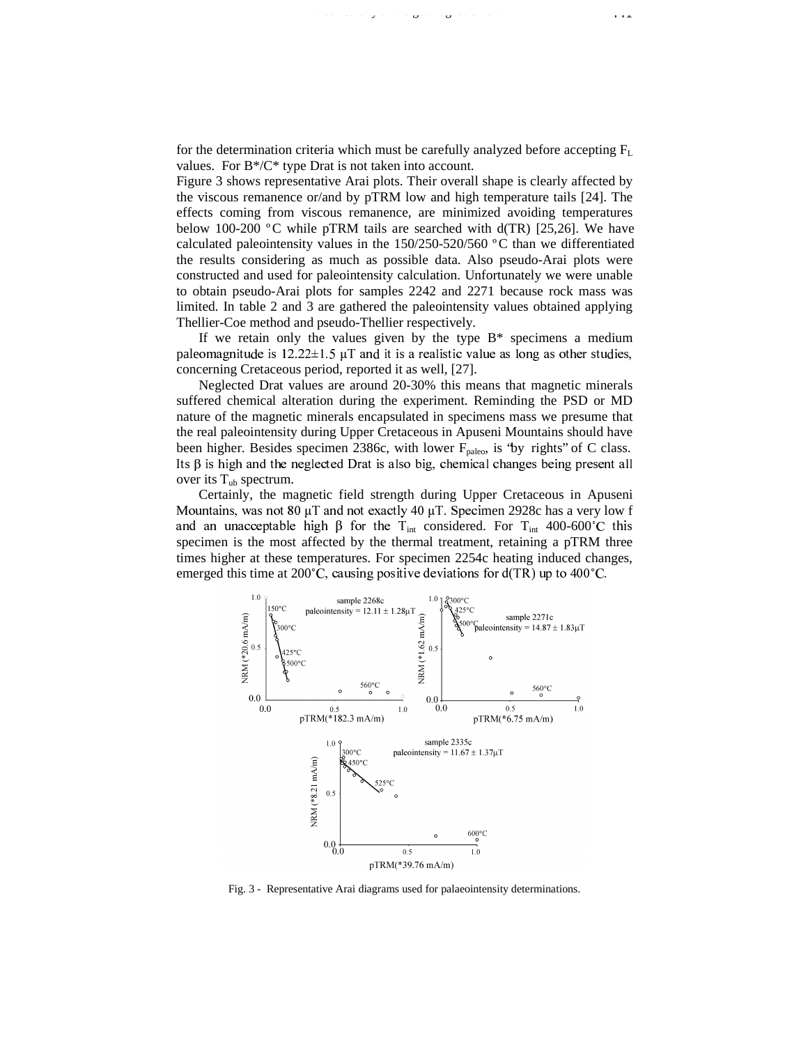for the determination criteria which must be carefully analyzed before accepting $F_L$ values. For B*/C* type Drat is not taken into account.

Figure 3 shows representative Arai plots. Their overall shape is clearly affected by the viscous remanence or/and by pTRM low and high temperature tails [24]. The effects coming from viscous remanence, are minimized avoiding temperatures below 100-200 °C while pTRM tails are searched with d(TR) [25,26]. We have calculated paleointensity values in the 150/250-520/560 °C than we differentiated the results considering as much as possible data. Also pseudo-Arai plots were constructed and used for paleointensity calculation. Unfortunately we were unable to obtain pseudo-Arai plots for samples 2242 and 2271 because rock mass was limited. In table 2 and 3 are gathered the paleointensity values obtained applying Thellier-Coe method and pseudo-Thellier respectively.

If we retain only the values given by the type B* specimens a medium paleomagnitude is 12.22±1.5 μT and it is a realistic value as long as other studies, concerning Cretaceous period, reported it as well, [27].

Neglected Drat values are around 20-30% this means that magnetic minerals suffered chemical alteration during the experiment. Reminding the PSD or MD nature of the magnetic minerals encapsulated in specimens mass we presume that the real paleointensity during Upper Cretaceous in Apuseni Mountains should have been higher. Besides specimen 2386c, with lower $F_{paleo}$, is "by rights" of C class. Its β is high and the neglected Drat is also big, chemical changes being present all over its $T_{ub}$ spectrum.

Certainly, the magnetic field strength during Upper Cretaceous in Apuseni Mountains, was not 80 μT and not exactly 40 μT. Specimen 2928c has a very low f and an unacceptable high β for the $T_{int}$ considered. For $T_{int}$ 400-600°C this specimen is the most affected by the thermal treatment, retaining a pTRM three times higher at these temperatures. For specimen 2254c heating induced changes, emerged this time at 200°C, causing positive deviations for d(TR) up to 400°C.

Fig. 3 - Representative Arai diagrams used for palaeointensity determinations.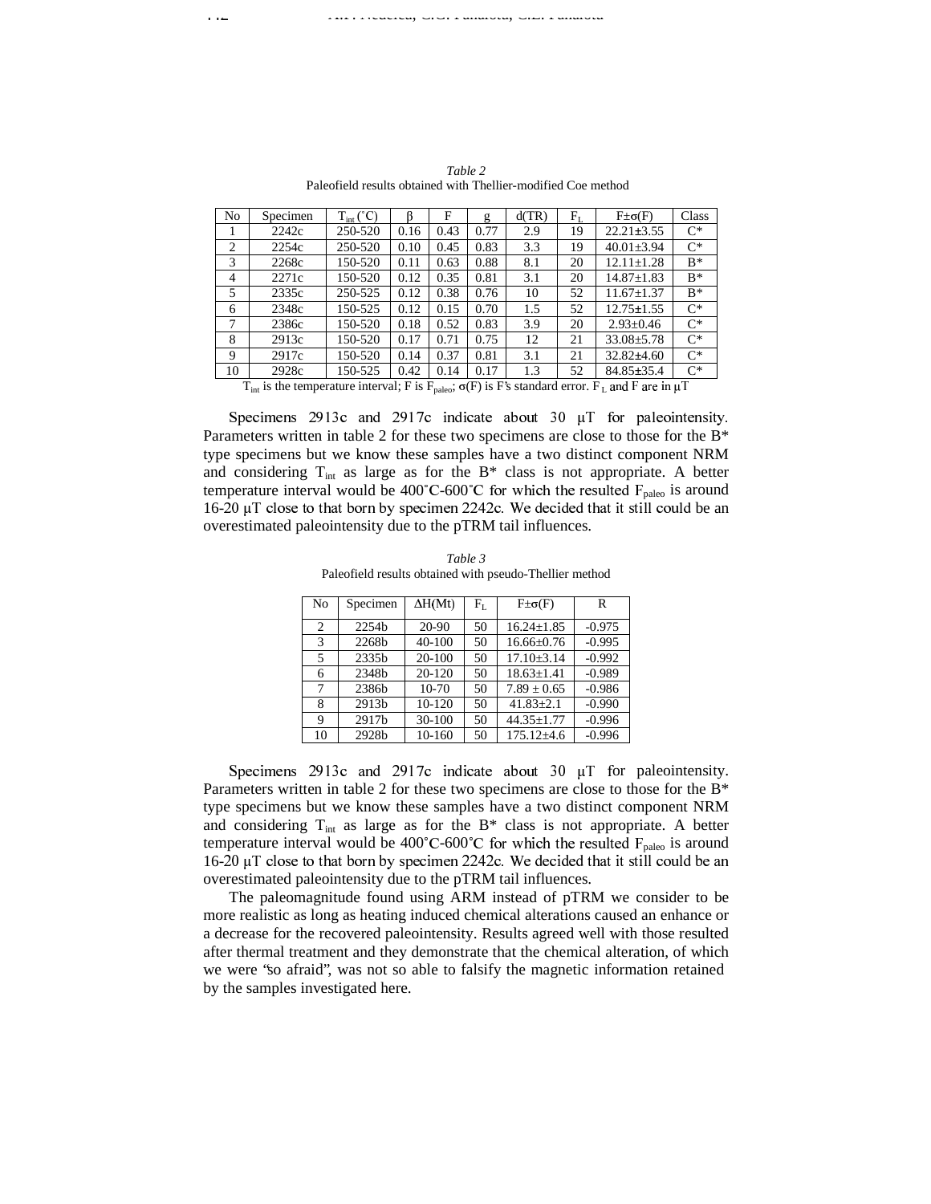*Table 2*
Paleofield results obtained with Thellier-modified Coe method

| No | Specimen | $T_{int}$ (˚C) | β | F | g | d(TR) | $F_L$ | F±σ(F) | Class |
|---|---|---|---|---|---|---|---|---|---|
| 1 | 2242c | 250-520 | 0.16 | 0.43 | 0.77 | 2.9 | 19 | 22.21±3.55 | C* |
| 2 | 2254c | 250-520 | 0.10 | 0.45 | 0.83 | 3.3 | 19 | 40.01±3.94 | C* |
| 3 | 2268c | 150-520 | 0.11 | 0.63 | 0.88 | 8.1 | 20 | 12.11±1.28 | B* |
| 4 | 2271c | 150-520 | 0.12 | 0.35 | 0.81 | 3.1 | 20 | 14.87±1.83 | B* |
| 5 | 2335c | 250-525 | 0.12 | 0.38 | 0.76 | 10 | 52 | 11.67±1.37 | B* |
| 6 | 2348c | 150-525 | 0.12 | 0.15 | 0.70 | 1.5 | 52 | 12.75±1.55 | C* |
| 7 | 2386c | 150-520 | 0.18 | 0.52 | 0.83 | 3.9 | 20 | 2.93±0.46 | C* |
| 8 | 2913c | 150-520 | 0.17 | 0.71 | 0.75 | 12 | 21 | 33.08±5.78 | C* |
| 9 | 2917c | 150-520 | 0.14 | 0.37 | 0.81 | 3.1 | 21 | 32.82±4.60 | C* |
| 10 | 2928c | 150-525 | 0.42 | 0.14 | 0.17 | 1.3 | 52 | 84.85±35.4 | C* |

$T_{int}$ is the temperature interval; F is $F_{paleo}$; σ(F) is F's standard error. $F_L$ and F are in μT

Specimens 2913c and 2917c indicate about 30 μT for paleointensity. Parameters written in table 2 for these two specimens are close to those for the B* type specimens but we know these samples have a two distinct component NRM and considering $T_{int}$ as large as for the B* class is not appropriate. A better temperature interval would be 400˚C-600˚C for which the resulted $F_{paleo}$ is around 16-20 μT close to that born by specimen 2242c. We decided that it still could be an overestimated paleointensity due to the pTRM tail influences.

*Table 3*
Paleofield results obtained with pseudo-Thellier method

| No | Specimen | ΔH(Mt) | $F_L$ | F±σ(F) | R |
|---|---|---|---|---|---|
| 2 | 2254b | 20-90 | 50 | 16.24±1.85 | -0.975 |
| 3 | 2268b | 40-100 | 50 | 16.66±0.76 | -0.995 |
| 5 | 2335b | 20-100 | 50 | 17.10±3.14 | -0.992 |
| 6 | 2348b | 20-120 | 50 | 18.63±1.41 | -0.989 |
| 7 | 2386b | 10-70 | 50 | 7.89 ± 0.65 | -0.986 |
| 8 | 2913b | 10-120 | 50 | 41.83±2.1 | -0.990 |
| 9 | 2917b | 30-100 | 50 | 44.35±1.77 | -0.996 |
| 10 | 2928b | 10-160 | 50 | 175.12±4.6 | -0.996 |

Specimens 2913c and 2917c indicate about 30 μT for paleointensity. Parameters written in table 2 for these two specimens are close to those for the B* type specimens but we know these samples have a two distinct component NRM and considering $T_{int}$ as large as for the B* class is not appropriate. A better temperature interval would be 400˚C-600˚C for which the resulted $F_{paleo}$ is around 16-20 μT close to that born by specimen 2242c. We decided that it still could be an overestimated paleointensity due to the pTRM tail influences.

The paleomagnitude found using ARM instead of pTRM we consider to be more realistic as long as heating induced chemical alterations caused an enhance or a decrease for the recovered paleointensity. Results agreed well with those resulted after thermal treatment and they demonstrate that the chemical alteration, of which we were "so afraid", was not so able to falsify the magnetic information retained by the samples investigated here.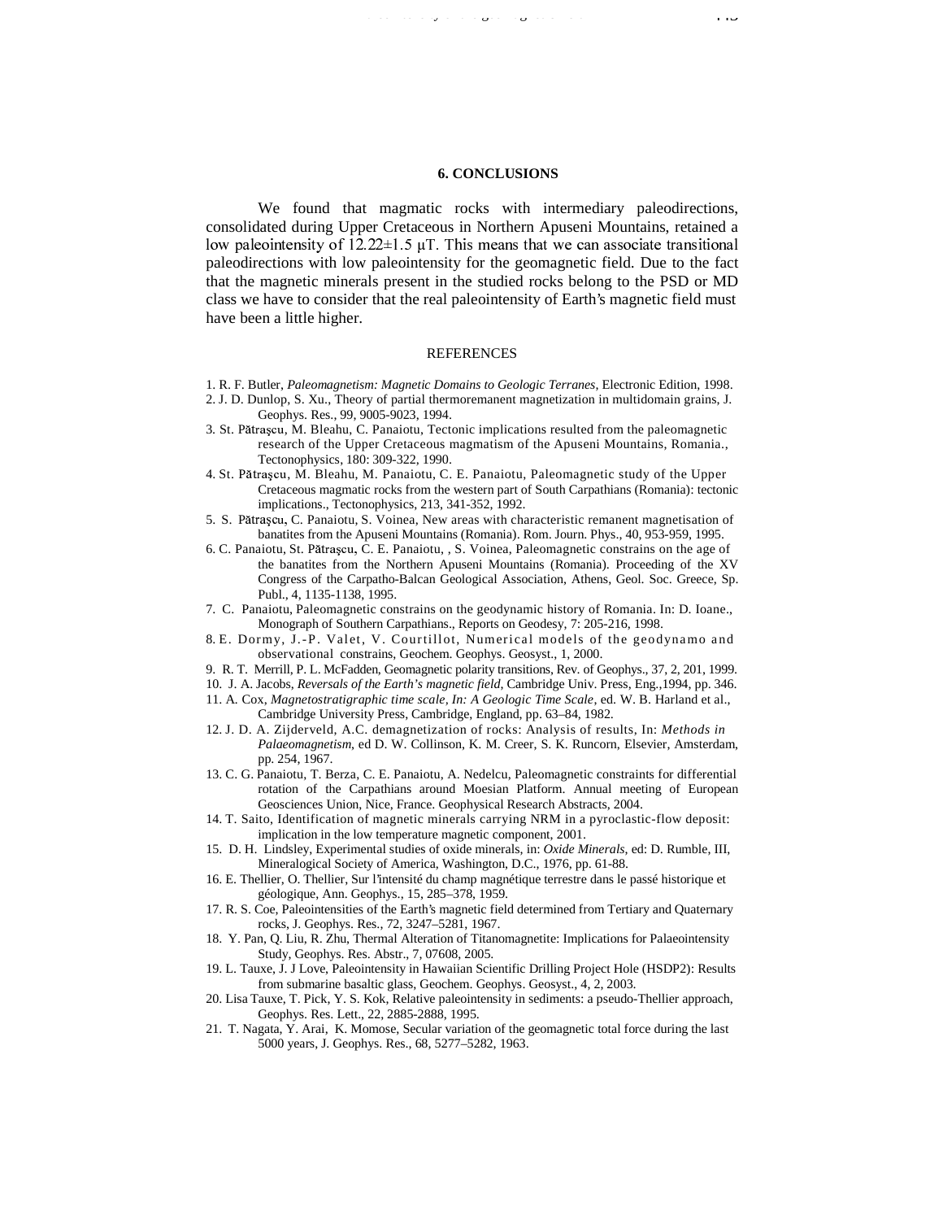## 6. CONCLUSIONS

We found that magmatic rocks with intermediary paleodirections, consolidated during Upper Cretaceous in Northern Apuseni Mountains, retained a low paleointensity of 12.22±1.5 μT. This means that we can associate transitional paleodirections with low paleointensity for the geomagnetic field. Due to the fact that the magnetic minerals present in the studied rocks belong to the PSD or MD class we have to consider that the real paleointensity of Earth's magnetic field must have been a little higher.

REFERENCES

1. R. F. Butler, *Paleomagnetism: Magnetic Domains to Geologic Terranes*, Electronic Edition, 1998.
2. J. D. Dunlop, S. Xu., Theory of partial thermoremanent magnetization in multidomain grains, J. Geophys. Res., 99, 9005-9023, 1994.
3. St. Pătraşcu, M. Bleahu, C. Panaiotu, Tectonic implications resulted from the paleomagnetic research of the Upper Cretaceous magmatism of the Apuseni Mountains, Romania., Tectonophysics, 180: 309-322, 1990.
4. St. Pătraşcu, M. Bleahu, M. Panaiotu, C. E. Panaiotu, Paleomagnetic study of the Upper Cretaceous magmatic rocks from the western part of South Carpathians (Romania): tectonic implications., Tectonophysics, 213, 341-352, 1992.
5. S. Pătraşcu, C. Panaiotu, S. Voinea, New areas with characteristic remanent magnetisation of banatites from the Apuseni Mountains (Romania). Rom. Journ. Phys., 40, 953-959, 1995.
6. C. Panaiotu, St. Pătraşcu, C. E. Panaiotu, , S. Voinea, Paleomagnetic constrains on the age of the banatites from the Northern Apuseni Mountains (Romania). Proceeding of the XV Congress of the Carpatho-Balcan Geological Association, Athens, Geol. Soc. Greece, Sp. Publ., 4, 1135-1138, 1995.
7. C. Panaiotu, Paleomagnetic constrains on the geodynamic history of Romania. In: D. Ioane., Monograph of Southern Carpathians., Reports on Geodesy, 7: 205-216, 1998.
8. E. Dormy, J.-P. Valet, V. Courtillot, Numerical models of the geodynamo and observational constrains, Geochem. Geophys. Geosyst., 1, 2000.
9. R. T. Merrill, P. L. McFadden, Geomagnetic polarity transitions, Rev. of Geophys., 37, 2, 201, 1999.
10. J. A. Jacobs, *Reversals of the Earth's magnetic field*, Cambridge Univ. Press, Eng.,1994, pp. 346.
11. A. Cox, *Magnetostratigraphic time scale, In: A Geologic Time Scale*, ed. W. B. Harland et al., Cambridge University Press, Cambridge, England, pp. 63–84, 1982.
12. J. D. A. Zijderveld, A.C. demagnetization of rocks: Analysis of results, In: *Methods in Palaeomagnetism*, ed D. W. Collinson, K. M. Creer, S. K. Runcorn, Elsevier, Amsterdam, pp. 254, 1967.
13. C. G. Panaiotu, T. Berza, C. E. Panaiotu, A. Nedelcu, Paleomagnetic constraints for differential rotation of the Carpathians around Moesian Platform. Annual meeting of European Geosciences Union, Nice, France. Geophysical Research Abstracts, 2004.
14. T. Saito, Identification of magnetic minerals carrying NRM in a pyroclastic-flow deposit: implication in the low temperature magnetic component, 2001.
15. D. H. Lindsley, Experimental studies of oxide minerals, in: *Oxide Minerals*, ed: D. Rumble, III, Mineralogical Society of America, Washington, D.C., 1976, pp. 61-88.
16. E. Thellier, O. Thellier, Sur l'intensité du champ magnétique terrestre dans le passé historique et géologique, Ann. Geophys., 15, 285–378, 1959.
17. R. S. Coe, Paleointensities of the Earth's magnetic field determined from Tertiary and Quaternary rocks, J. Geophys. Res., 72, 3247–5281, 1967.
18. Y. Pan, Q. Liu, R. Zhu, Thermal Alteration of Titanomagnetite: Implications for Palaeointensity Study, Geophys. Res. Abstr., 7, 07608, 2005.
19. L. Tauxe, J. J Love, Paleointensity in Hawaiian Scientific Drilling Project Hole (HSDP2): Results from submarine basaltic glass, Geochem. Geophys. Geosyst., 4, 2, 2003.
20. Lisa Tauxe, T. Pick, Y. S. Kok, Relative paleointensity in sediments: a pseudo-Thellier approach, Geophys. Res. Lett., 22, 2885-2888, 1995.
21. T. Nagata, Y. Arai, K. Momose, Secular variation of the geomagnetic total force during the last 5000 years, J. Geophys. Res., 68, 5277–5282, 1963.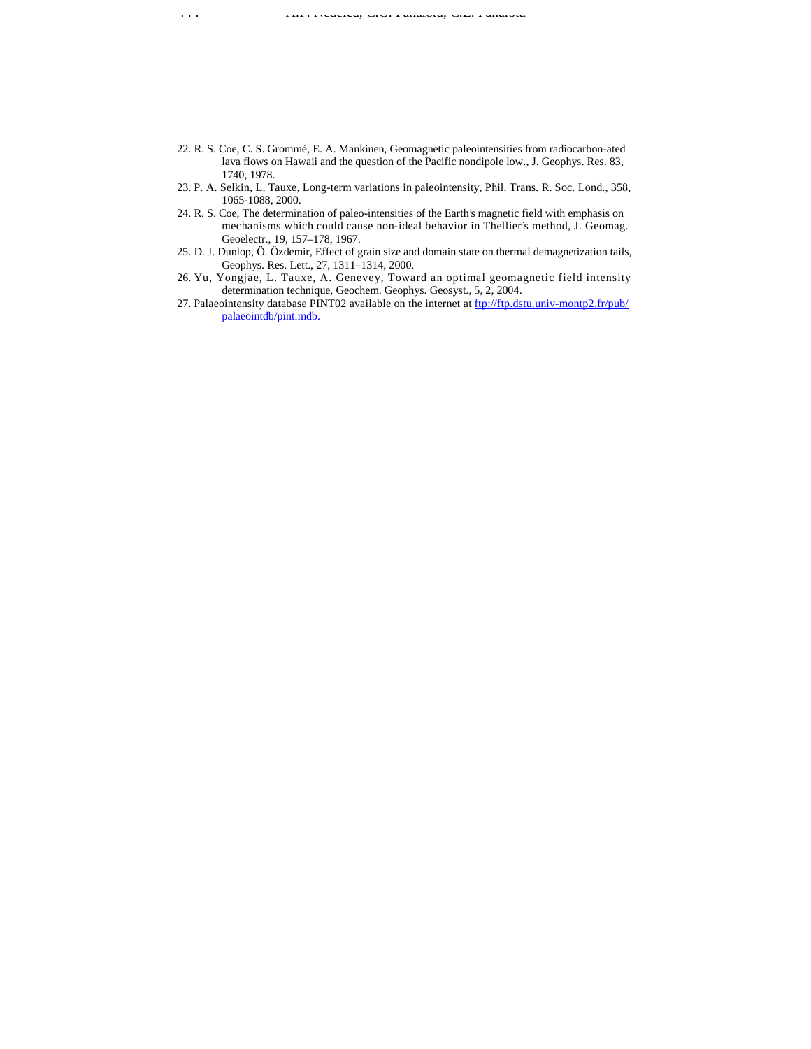22. R. S. Coe, C. S. Grommé, E. A. Mankinen, Geomagnetic paleointensities from radiocarbon-ated lava flows on Hawaii and the question of the Pacific nondipole low., J. Geophys. Res. 83, 1740, 1978.
23. P. A. Selkin, L. Tauxe, Long-term variations in paleointensity, Phil. Trans. R. Soc. Lond., 358, 1065-1088, 2000.
24. R. S. Coe, The determination of paleo-intensities of the Earth's magnetic field with emphasis on mechanisms which could cause non-ideal behavior in Thellier's method, J. Geomag. Geoelectr., 19, 157–178, 1967.
25. D. J. Dunlop, Ö. Özdemir, Effect of grain size and domain state on thermal demagnetization tails, Geophys. Res. Lett., 27, 1311–1314, 2000.
26. Yu, Yongjae, L. Tauxe, A. Genevey, Toward an optimal geomagnetic field intensity determination technique, Geochem. Geophys. Geosyst., 5, 2, 2004.
27. Palaeointensity database PINT02 available on the internet at ftp://ftp.dstu.univ-montp2.fr/pub/palaeointdb/pint.mdb.